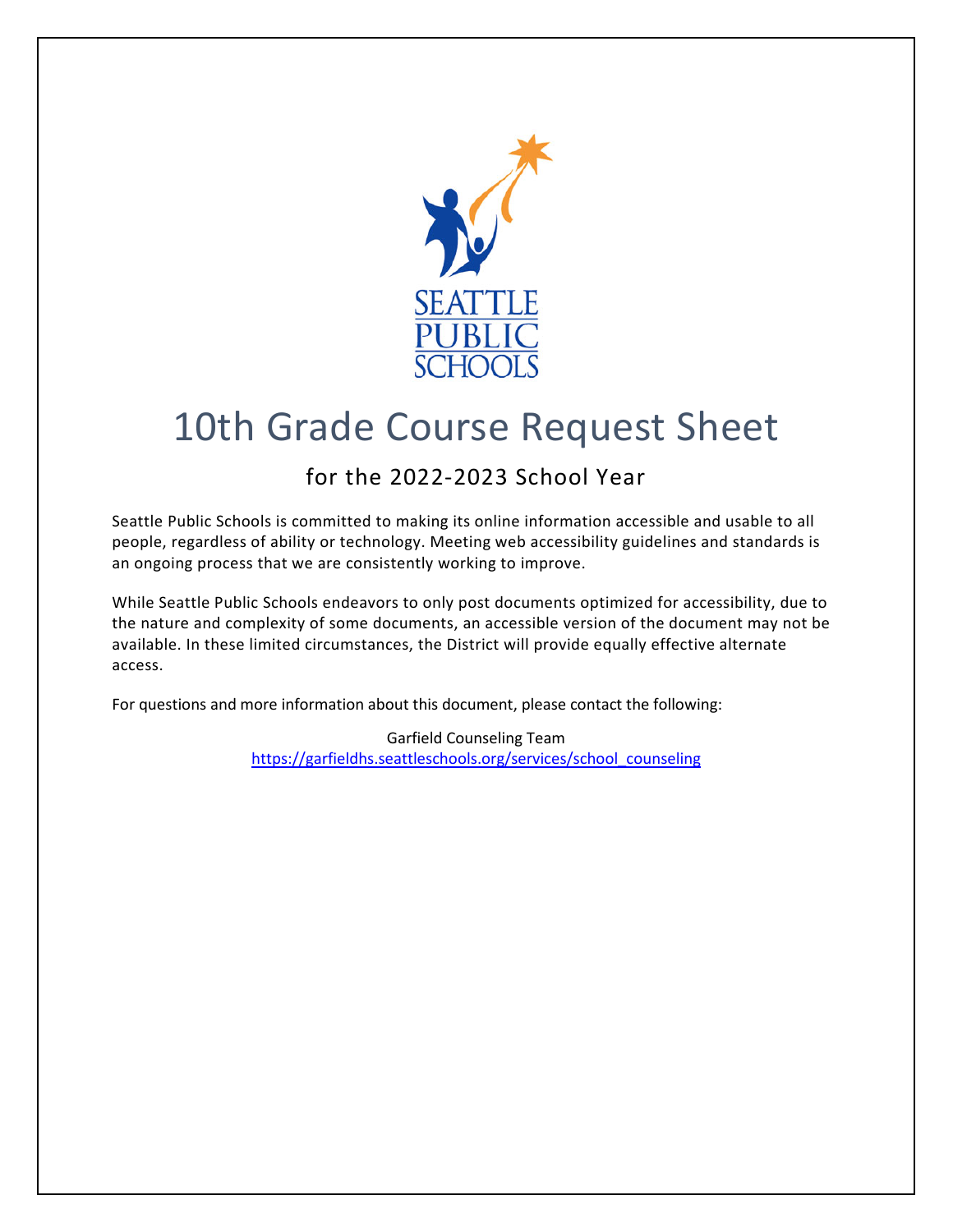# 10th Grade Course Request Sheet

## for the 2022-2023 School Year

Seattle Public Schools is committed to making its online information accessible and usable to all people, regardless of ability or technology. Meeting web accessibility guidelines and standards is an ongoing process that we are consistently working to improve.

While Seattle Public Schools endeavors to only post documents optimized for accessibility, due to the nature and complexity of some documents, an accessible version of the document may not be available. In these limited circumstances, the District will provide equally effective alternate access.

For questions and more information about this document, please contact the following:

Garfield Counseling Team
https://garfieldhs.seattleschools.org/services/school_counseling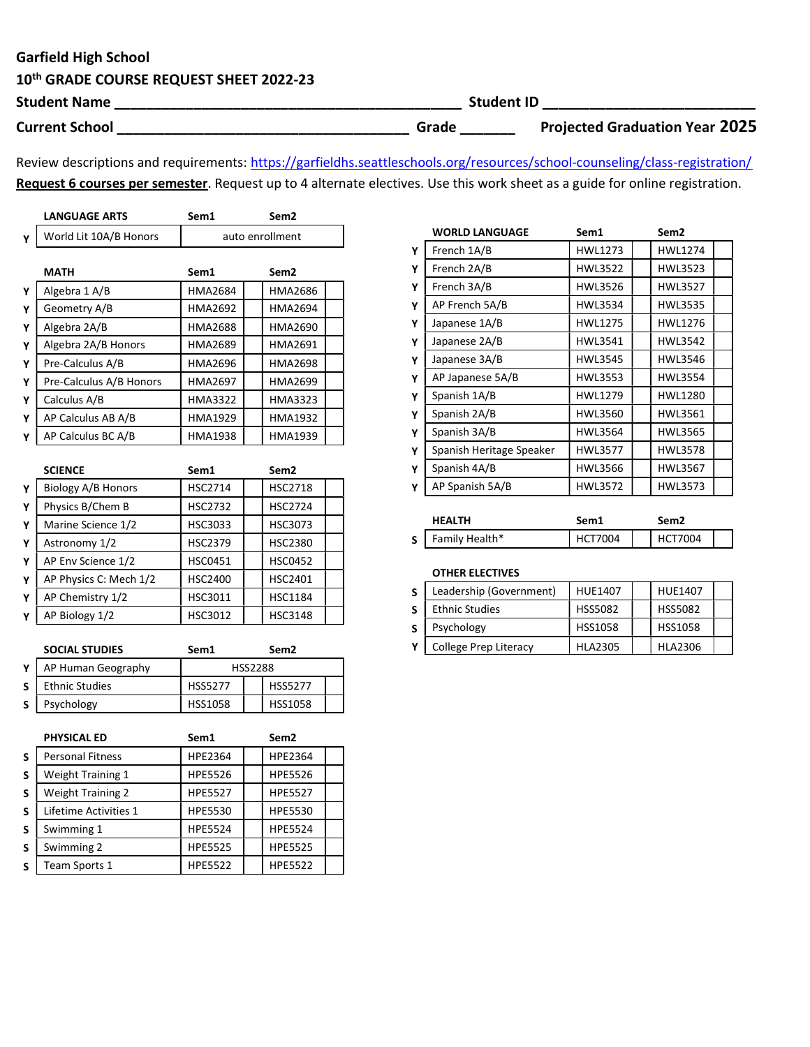**Garfield High School**

**10th GRADE COURSE REQUEST SHEET 2022-23**

**Student Name** ____________________________________________ **Student ID** ___________________________

**Current School** ____________________________________ **Grade** _______ **Projected Graduation Year 2025**

Review descriptions and requirements: https://garfieldhs.seattleschools.org/resources/school-counseling/class-registration/

**Request 6 courses per semester**. Request up to 4 alternate electives. Use this work sheet as a guide for online registration.

| | LANGUAGE ARTS | Sem1 | | Sem2 | |
|---|---|---|---|---|---|
| Y | World Lit 10A/B Honors | auto enrollment | | | |

| | MATH | Sem1 | | Sem2 | |
|---|---|---|---|---|---|
| Y | Algebra 1 A/B | HMA2684 | | HMA2686 | |
| Y | Geometry A/B | HMA2692 | | HMA2694 | |
| Y | Algebra 2A/B | HMA2688 | | HMA2690 | |
| Y | Algebra 2A/B Honors | HMA2689 | | HMA2691 | |
| Y | Pre-Calculus A/B | HMA2696 | | HMA2698 | |
| Y | Pre-Calculus A/B Honors | HMA2697 | | HMA2699 | |
| Y | Calculus A/B | HMA3322 | | HMA3323 | |
| Y | AP Calculus AB A/B | HMA1929 | | HMA1932 | |
| Y | AP Calculus BC A/B | HMA1938 | | HMA1939 | |

| | SCIENCE | Sem1 | | Sem2 | |
|---|---|---|---|---|---|
| Y | Biology A/B Honors | HSC2714 | | HSC2718 | |
| Y | Physics B/Chem B | HSC2732 | | HSC2724 | |
| Y | Marine Science 1/2 | HSC3033 | | HSC3073 | |
| Y | Astronomy 1/2 | HSC2379 | | HSC2380 | |
| Y | AP Env Science 1/2 | HSC0451 | | HSC0452 | |
| Y | AP Physics C: Mech 1/2 | HSC2400 | | HSC2401 | |
| Y | AP Chemistry 1/2 | HSC3011 | | HSC1184 | |
| Y | AP Biology 1/2 | HSC3012 | | HSC3148 | |

| | SOCIAL STUDIES | Sem1 | | Sem2 | |
|---|---|---|---|---|---|
| Y | AP Human Geography | HSS2288 | | | |
| S | Ethnic Studies | HSS5277 | | HSS5277 | |
| S | Psychology | HSS1058 | | HSS1058 | |

| | PHYSICAL ED | Sem1 | | Sem2 | |
|---|---|---|---|---|---|
| S | Personal Fitness | HPE2364 | | HPE2364 | |
| S | Weight Training 1 | HPE5526 | | HPE5526 | |
| S | Weight Training 2 | HPE5527 | | HPE5527 | |
| S | Lifetime Activities 1 | HPE5530 | | HPE5530 | |
| S | Swimming 1 | HPE5524 | | HPE5524 | |
| S | Swimming 2 | HPE5525 | | HPE5525 | |
| S | Team Sports 1 | HPE5522 | | HPE5522 | |

| | WORLD LANGUAGE | Sem1 | | Sem2 | |
|---|---|---|---|---|---|
| Y | French 1A/B | HWL1273 | | HWL1274 | |
| Y | French 2A/B | HWL3522 | | HWL3523 | |
| Y | French 3A/B | HWL3526 | | HWL3527 | |
| Y | AP French 5A/B | HWL3534 | | HWL3535 | |
| Y | Japanese 1A/B | HWL1275 | | HWL1276 | |
| Y | Japanese 2A/B | HWL3541 | | HWL3542 | |
| Y | Japanese 3A/B | HWL3545 | | HWL3546 | |
| Y | AP Japanese 5A/B | HWL3553 | | HWL3554 | |
| Y | Spanish 1A/B | HWL1279 | | HWL1280 | |
| Y | Spanish 2A/B | HWL3560 | | HWL3561 | |
| Y | Spanish 3A/B | HWL3564 | | HWL3565 | |
| Y | Spanish Heritage Speaker | HWL3577 | | HWL3578 | |
| Y | Spanish 4A/B | HWL3566 | | HWL3567 | |
| Y | AP Spanish 5A/B | HWL3572 | | HWL3573 | |

| | HEALTH | Sem1 | | Sem2 | |
|---|---|---|---|---|---|
| S | Family Health* | HCT7004 | | HCT7004 | |

| | OTHER ELECTIVES | | | | |
|---|---|---|---|---|---|
| S | Leadership (Government) | HUE1407 | | HUE1407 | |
| S | Ethnic Studies | HSS5082 | | HSS5082 | |
| S | Psychology | HSS1058 | | HSS1058 | |
| Y | College Prep Literacy | HLA2305 | | HLA2306 | |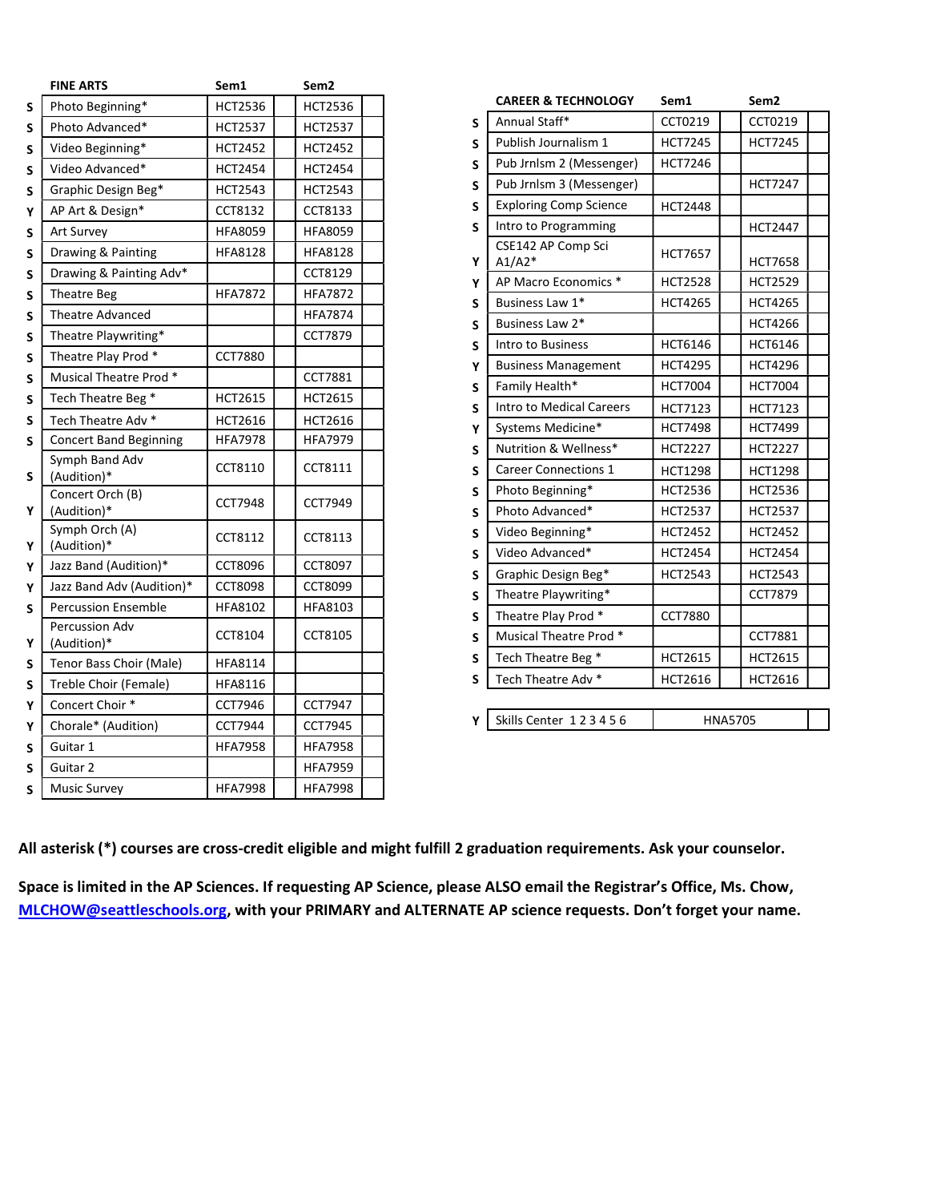| | FINE ARTS | Sem1 | | Sem2 | |
|---|---|---|---|---|---|
| S | Photo Beginning* | HCT2536 | | HCT2536 | |
| S | Photo Advanced* | HCT2537 | | HCT2537 | |
| S | Video Beginning* | HCT2452 | | HCT2452 | |
| S | Video Advanced* | HCT2454 | | HCT2454 | |
| S | Graphic Design Beg* | HCT2543 | | HCT2543 | |
| Y | AP Art & Design* | CCT8132 | | CCT8133 | |
| S | Art Survey | HFA8059 | | HFA8059 | |
| S | Drawing & Painting | HFA8128 | | HFA8128 | |
| S | Drawing & Painting Adv* | | | CCT8129 | |
| S | Theatre Beg | HFA7872 | | HFA7872 | |
| S | Theatre Advanced | | | HFA7874 | |
| S | Theatre Playwriting* | | | CCT7879 | |
| S | Theatre Play Prod * | CCT7880 | | | |
| S | Musical Theatre Prod * | | | CCT7881 | |
| S | Tech Theatre Beg * | HCT2615 | | HCT2615 | |
| S | Tech Theatre Adv * | HCT2616 | | HCT2616 | |
| S | Concert Band Beginning | HFA7978 | | HFA7979 | |
| S | Symph Band Adv (Audition)* | CCT8110 | | CCT8111 | |
| Y | Concert Orch (B) (Audition)* | CCT7948 | | CCT7949 | |
| Y | Symph Orch (A) (Audition)* | CCT8112 | | CCT8113 | |
| Y | Jazz Band (Audition)* | CCT8096 | | CCT8097 | |
| Y | Jazz Band Adv (Audition)* | CCT8098 | | CCT8099 | |
| S | Percussion Ensemble | HFA8102 | | HFA8103 | |
| Y | Percussion Adv (Audition)* | CCT8104 | | CCT8105 | |
| S | Tenor Bass Choir (Male) | HFA8114 | | | |
| S | Treble Choir (Female) | HFA8116 | | | |
| Y | Concert Choir * | CCT7946 | | CCT7947 | |
| Y | Chorale* (Audition) | CCT7944 | | CCT7945 | |
| S | Guitar 1 | HFA7958 | | HFA7958 | |
| S | Guitar 2 | | | HFA7959 | |
| S | Music Survey | HFA7998 | | HFA7998 | |

| | CAREER & TECHNOLOGY | Sem1 | | Sem2 | |
|---|---|---|---|---|---|
| S | Annual Staff* | CCT0219 | | CCT0219 | |
| S | Publish Journalism 1 | HCT7245 | | HCT7245 | |
| S | Pub Jrnlsm 2 (Messenger) | HCT7246 | | | |
| S | Pub Jrnlsm 3 (Messenger) | | | HCT7247 | |
| S | Exploring Comp Science | HCT2448 | | | |
| S | Intro to Programming | | | HCT2447 | |
| Y | CSE142 AP Comp Sci A1/A2* | HCT7657 | | HCT7658 | |
| Y | AP Macro Economics * | HCT2528 | | HCT2529 | |
| S | Business Law 1* | HCT4265 | | HCT4265 | |
| S | Business Law 2* | | | HCT4266 | |
| S | Intro to Business | HCT6146 | | HCT6146 | |
| Y | Business Management | HCT4295 | | HCT4296 | |
| S | Family Health* | HCT7004 | | HCT7004 | |
| S | Intro to Medical Careers | HCT7123 | | HCT7123 | |
| Y | Systems Medicine* | HCT7498 | | HCT7499 | |
| S | Nutrition & Wellness* | HCT2227 | | HCT2227 | |
| S | Career Connections 1 | HCT1298 | | HCT1298 | |
| S | Photo Beginning* | HCT2536 | | HCT2536 | |
| S | Photo Advanced* | HCT2537 | | HCT2537 | |
| S | Video Beginning* | HCT2452 | | HCT2452 | |
| S | Video Advanced* | HCT2454 | | HCT2454 | |
| S | Graphic Design Beg* | HCT2543 | | HCT2543 | |
| S | Theatre Playwriting* | | | CCT7879 | |
| S | Theatre Play Prod * | CCT7880 | | | |
| S | Musical Theatre Prod * | | | CCT7881 | |
| S | Tech Theatre Beg * | HCT2615 | | HCT2615 | |
| S | Tech Theatre Adv * | HCT2616 | | HCT2616 | |

| | | | |
|---|---|---|---|
| Y | Skills Center 1 2 3 4 5 6 | HNA5705 | |

**All asterisk (*) courses are cross-credit eligible and might fulfill 2 graduation requirements. Ask your counselor.**

**Space is limited in the AP Sciences. If requesting AP Science, please ALSO email the Registrar's Office, Ms. Chow, [MLCHOW@seattleschools.org](mailto:MLCHOW@seattleschools.org), with your PRIMARY and ALTERNATE AP science requests. Don't forget your name.**